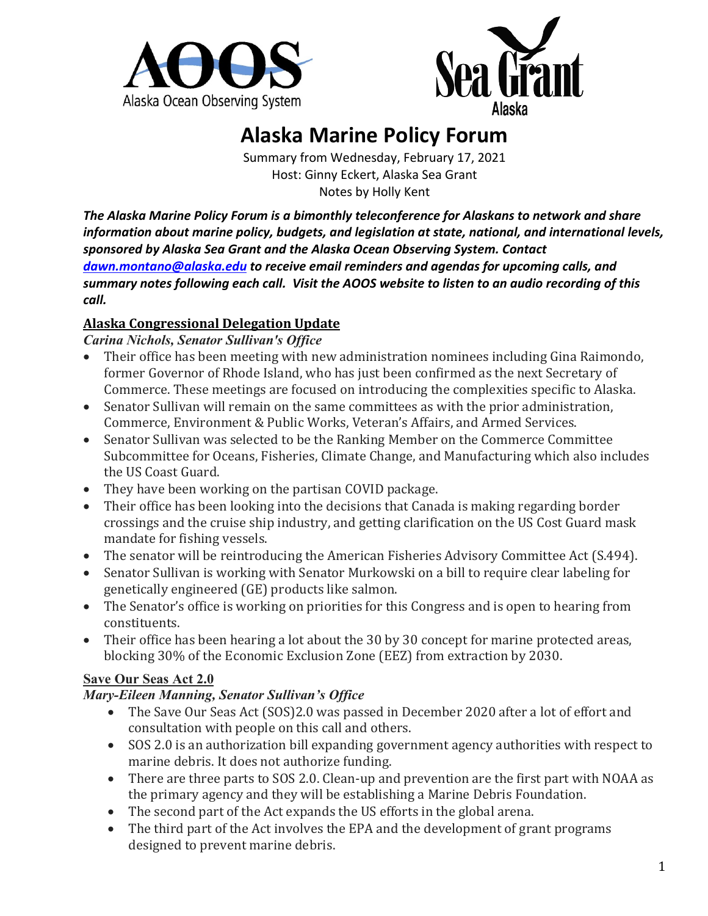# Alaska Marine Policy Forum

Summary from Wednesday, February 17, 2021
Host: Ginny Eckert, Alaska Sea Grant
Notes by Holly Kent

***The Alaska Marine Policy Forum is a bimonthly teleconference for Alaskans to network and share information about marine policy, budgets, and legislation at state, national, and international levels, sponsored by Alaska Sea Grant and the Alaska Ocean Observing System. Contact [dawn.montano@alaska.edu](mailto:dawn.montano@alaska.edu) to receive email reminders and agendas for upcoming calls, and summary notes following each call. Visit the AOOS website to listen to an audio recording of this call.***

## Alaska Congressional Delegation Update

***Carina Nichols, Senator Sullivan's Office***

- Their office has been meeting with new administration nominees including Gina Raimondo, former Governor of Rhode Island, who has just been confirmed as the next Secretary of Commerce. These meetings are focused on introducing the complexities specific to Alaska.
- Senator Sullivan will remain on the same committees as with the prior administration, Commerce, Environment & Public Works, Veteran's Affairs, and Armed Services.
- Senator Sullivan was selected to be the Ranking Member on the Commerce Committee Subcommittee for Oceans, Fisheries, Climate Change, and Manufacturing which also includes the US Coast Guard.
- They have been working on the partisan COVID package.
- Their office has been looking into the decisions that Canada is making regarding border crossings and the cruise ship industry, and getting clarification on the US Cost Guard mask mandate for fishing vessels.
- The senator will be reintroducing the American Fisheries Advisory Committee Act (S.494).
- Senator Sullivan is working with Senator Murkowski on a bill to require clear labeling for genetically engineered (GE) products like salmon.
- The Senator's office is working on priorities for this Congress and is open to hearing from constituents.
- Their office has been hearing a lot about the 30 by 30 concept for marine protected areas, blocking 30% of the Economic Exclusion Zone (EEZ) from extraction by 2030.

## Save Our Seas Act 2.0

***Mary-Eileen Manning, Senator Sullivan's Office***

- The Save Our Seas Act (SOS)2.0 was passed in December 2020 after a lot of effort and consultation with people on this call and others.
- SOS 2.0 is an authorization bill expanding government agency authorities with respect to marine debris. It does not authorize funding.
- There are three parts to SOS 2.0. Clean-up and prevention are the first part with NOAA as the primary agency and they will be establishing a Marine Debris Foundation.
- The second part of the Act expands the US efforts in the global arena.
- The third part of the Act involves the EPA and the development of grant programs designed to prevent marine debris.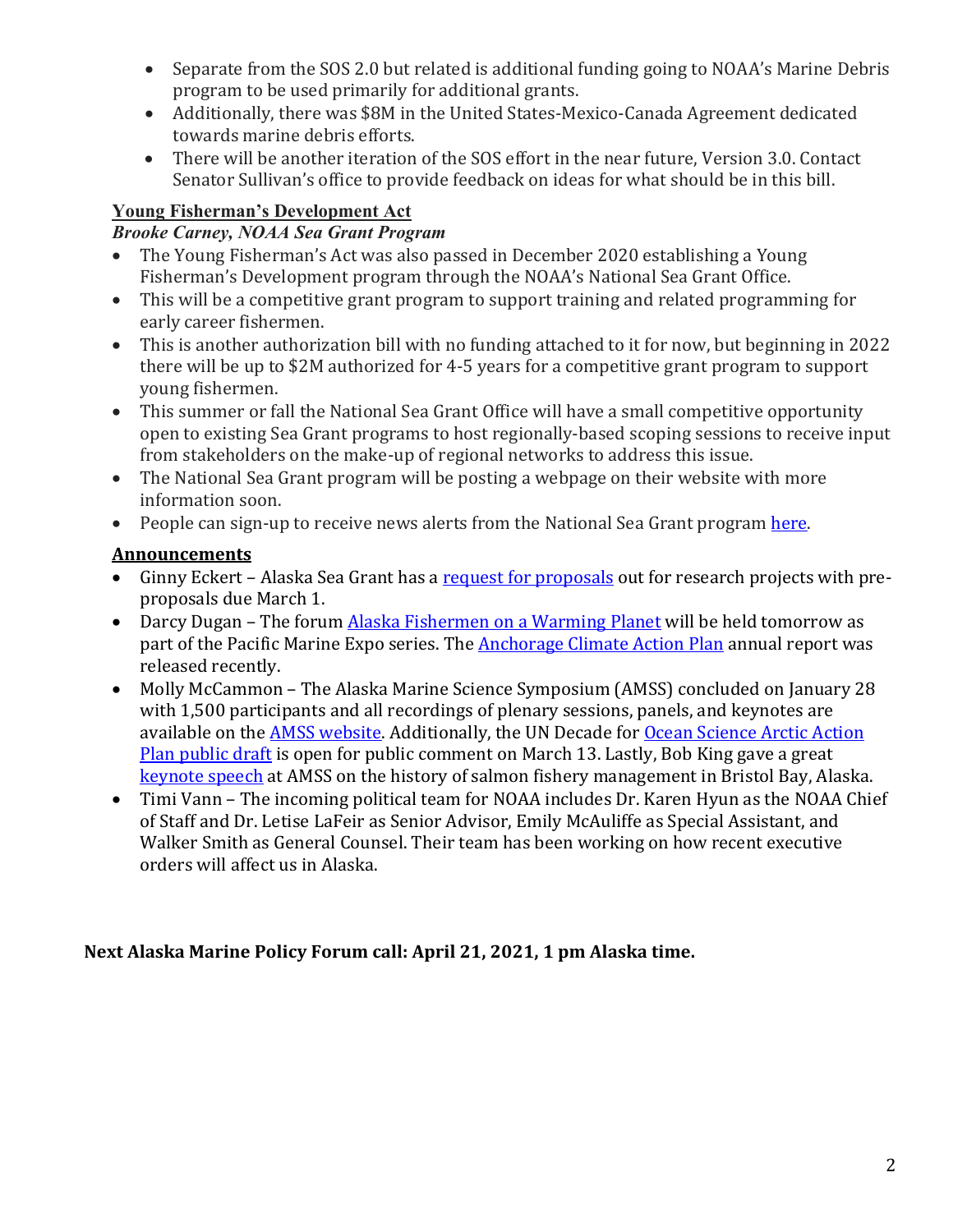- Separate from the SOS 2.0 but related is additional funding going to NOAA's Marine Debris program to be used primarily for additional grants.
- Additionally, there was $8M in the United States-Mexico-Canada Agreement dedicated towards marine debris efforts.
- There will be another iteration of the SOS effort in the near future, Version 3.0. Contact Senator Sullivan's office to provide feedback on ideas for what should be in this bill.

**Young Fisherman's Development Act**

***Brooke Carney, NOAA Sea Grant Program***

- The Young Fisherman's Act was also passed in December 2020 establishing a Young Fisherman's Development program through the NOAA's National Sea Grant Office.
- This will be a competitive grant program to support training and related programming for early career fishermen.
- This is another authorization bill with no funding attached to it for now, but beginning in 2022 there will be up to $2M authorized for 4-5 years for a competitive grant program to support young fishermen.
- This summer or fall the National Sea Grant Office will have a small competitive opportunity open to existing Sea Grant programs to host regionally-based scoping sessions to receive input from stakeholders on the make-up of regional networks to address this issue.
- The National Sea Grant program will be posting a webpage on their website with more information soon.
- People can sign-up to receive news alerts from the National Sea Grant program here.

**Announcements**

- Ginny Eckert – Alaska Sea Grant has a request for proposals out for research projects with pre-proposals due March 1.
- Darcy Dugan – The forum Alaska Fishermen on a Warming Planet will be held tomorrow as part of the Pacific Marine Expo series. The Anchorage Climate Action Plan annual report was released recently.
- Molly McCammon – The Alaska Marine Science Symposium (AMSS) concluded on January 28 with 1,500 participants and all recordings of plenary sessions, panels, and keynotes are available on the AMSS website. Additionally, the UN Decade for Ocean Science Arctic Action Plan public draft is open for public comment on March 13. Lastly, Bob King gave a great keynote speech at AMSS on the history of salmon fishery management in Bristol Bay, Alaska.
- Timi Vann – The incoming political team for NOAA includes Dr. Karen Hyun as the NOAA Chief of Staff and Dr. Letise LaFeir as Senior Advisor, Emily McAuliffe as Special Assistant, and Walker Smith as General Counsel. Their team has been working on how recent executive orders will affect us in Alaska.

**Next Alaska Marine Policy Forum call: April 21, 2021, 1 pm Alaska time.**